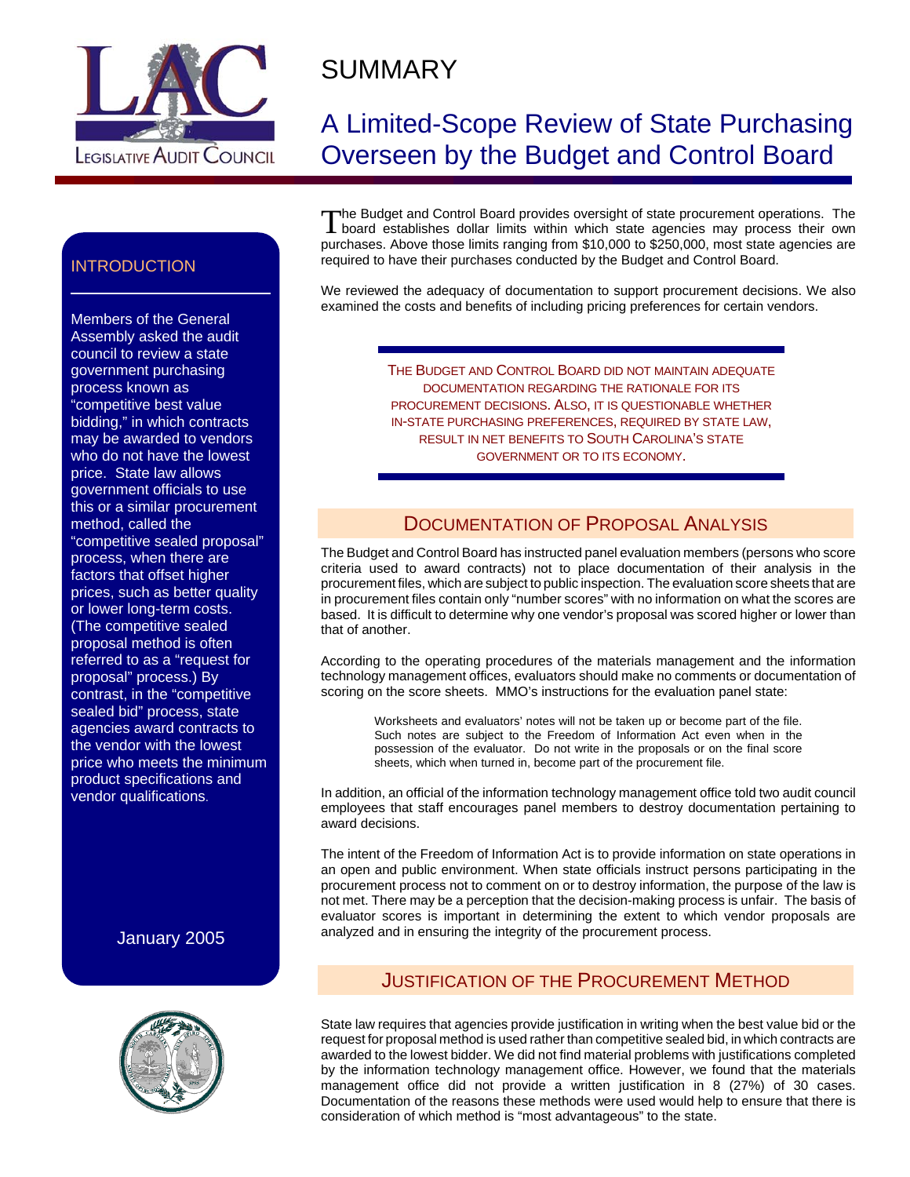Legislative Audit Council

# SUMMARY

## A Limited-Scope Review of State Purchasing Overseen by the Budget and Control Board

### INTRODUCTION

Members of the General Assembly asked the audit council to review a state government purchasing process known as "competitive best value bidding," in which contracts may be awarded to vendors who do not have the lowest price. State law allows government officials to use this or a similar procurement method, called the "competitive sealed proposal" process, when there are factors that offset higher prices, such as better quality or lower long-term costs. (The competitive sealed proposal method is often referred to as a "request for proposal" process.) By contrast, in the "competitive sealed bid" process, state agencies award contracts to the vendor with the lowest price who meets the minimum product specifications and vendor qualifications.

January 2005

The Budget and Control Board provides oversight of state procurement operations. The board establishes dollar limits within which state agencies may process their own purchases. Above those limits ranging from $10,000 to $250,000, most state agencies are required to have their purchases conducted by the Budget and Control Board.

We reviewed the adequacy of documentation to support procurement decisions. We also examined the costs and benefits of including pricing preferences for certain vendors.

THE BUDGET AND CONTROL BOARD DID NOT MAINTAIN ADEQUATE DOCUMENTATION REGARDING THE RATIONALE FOR ITS PROCUREMENT DECISIONS. ALSO, IT IS QUESTIONABLE WHETHER IN-STATE PURCHASING PREFERENCES, REQUIRED BY STATE LAW, RESULT IN NET BENEFITS TO SOUTH CAROLINA'S STATE GOVERNMENT OR TO ITS ECONOMY.

### DOCUMENTATION OF PROPOSAL ANALYSIS

The Budget and Control Board has instructed panel evaluation members (persons who score criteria used to award contracts) not to place documentation of their analysis in the procurement files, which are subject to public inspection. The evaluation score sheets that are in procurement files contain only "number scores" with no information on what the scores are based. It is difficult to determine why one vendor's proposal was scored higher or lower than that of another.

According to the operating procedures of the materials management and the information technology management offices, evaluators should make no comments or documentation of scoring on the score sheets. MMO's instructions for the evaluation panel state:

> Worksheets and evaluators' notes will not be taken up or become part of the file. Such notes are subject to the Freedom of Information Act even when in the possession of the evaluator. Do not write in the proposals or on the final score sheets, which when turned in, become part of the procurement file.

In addition, an official of the information technology management office told two audit council employees that staff encourages panel members to destroy documentation pertaining to award decisions.

The intent of the Freedom of Information Act is to provide information on state operations in an open and public environment. When state officials instruct persons participating in the procurement process not to comment on or to destroy information, the purpose of the law is not met. There may be a perception that the decision-making process is unfair. The basis of evaluator scores is important in determining the extent to which vendor proposals are analyzed and in ensuring the integrity of the procurement process.

### JUSTIFICATION OF THE PROCUREMENT METHOD

State law requires that agencies provide justification in writing when the best value bid or the request for proposal method is used rather than competitive sealed bid, in which contracts are awarded to the lowest bidder. We did not find material problems with justifications completed by the information technology management office. However, we found that the materials management office did not provide a written justification in 8 (27%) of 30 cases. Documentation of the reasons these methods were used would help to ensure that there is consideration of which method is "most advantageous" to the state.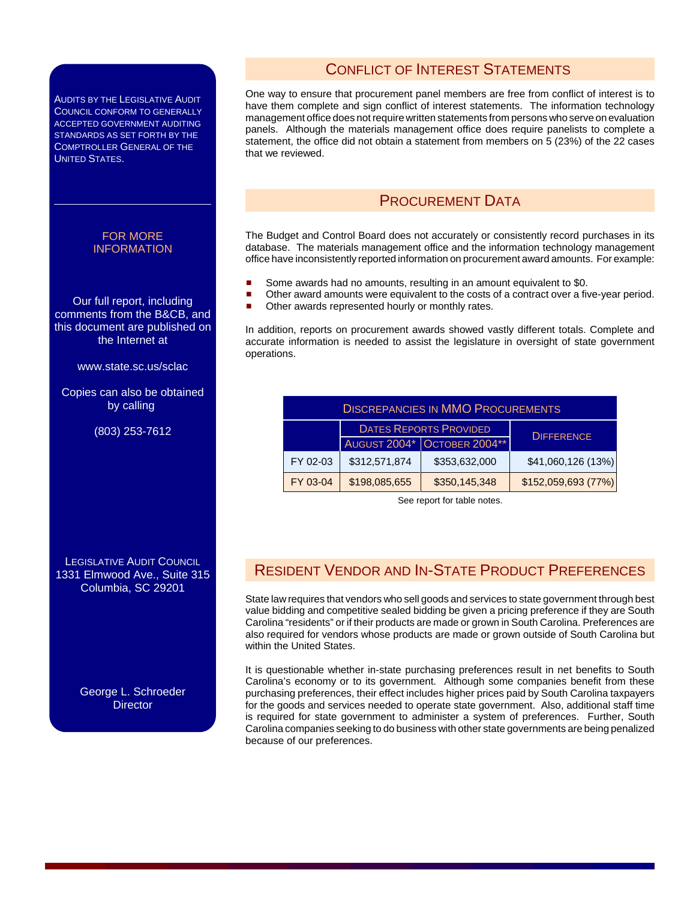Audits by the Legislative Audit Council conform to generally accepted government auditing standards as set forth by the Comptroller General of the United States.

## Conflict of Interest Statements

One way to ensure that procurement panel members are free from conflict of interest is to have them complete and sign conflict of interest statements. The information technology management office does not require written statements from persons who serve on evaluation panels. Although the materials management office does require panelists to complete a statement, the office did not obtain a statement from members on 5 (23%) of the 22 cases that we reviewed.

## Procurement Data

The Budget and Control Board does not accurately or consistently record purchases in its database. The materials management office and the information technology management office have inconsistently reported information on procurement award amounts. For example:

- Some awards had no amounts, resulting in an amount equivalent to $0.
- Other award amounts were equivalent to the costs of a contract over a five-year period.
- Other awards represented hourly or monthly rates.

In addition, reports on procurement awards showed vastly different totals. Complete and accurate information is needed to assist the legislature in oversight of state government operations.

**Discrepancies in MMO Procurements**

| | Dates Reports Provided | | Difference |
|---|---|---|---|
| | August 2004* | October 2004** | |
| FY 02-03 | $312,571,874 | $353,632,000 | $41,060,126 (13%) |
| FY 03-04 | $198,085,655 | $350,145,348 | $152,059,693 (77%) |

See report for table notes.

## Resident Vendor and In-State Product Preferences

State law requires that vendors who sell goods and services to state government through best value bidding and competitive sealed bidding be given a pricing preference if they are South Carolina "residents" or if their products are made or grown in South Carolina. Preferences are also required for vendors whose products are made or grown outside of South Carolina but within the United States.

It is questionable whether in-state purchasing preferences result in net benefits to South Carolina's economy or to its government. Although some companies benefit from these purchasing preferences, their effect includes higher prices paid by South Carolina taxpayers for the goods and services needed to operate state government. Also, additional staff time is required for state government to administer a system of preferences. Further, South Carolina companies seeking to do business with other state governments are being penalized because of our preferences.

---

For More Information

Our full report, including comments from the B&CB, and this document are published on the Internet at

www.state.sc.us/sclac

Copies can also be obtained by calling

(803) 253-7612

Legislative Audit Council
1331 Elmwood Ave., Suite 315
Columbia, SC 29201

George L. Schroeder
Director